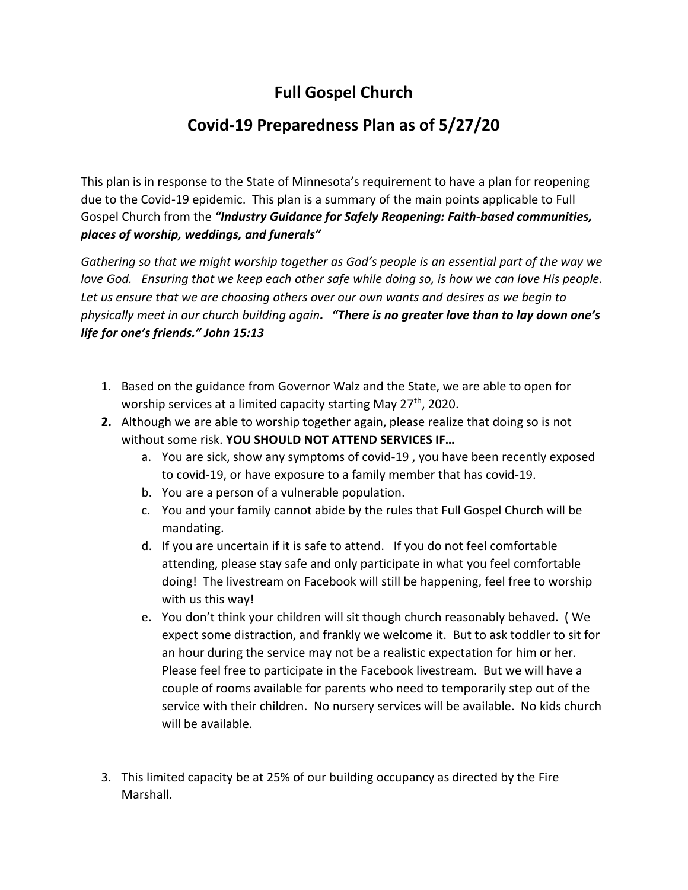# Full Gospel Church

## Covid-19 Preparedness Plan as of 5/27/20

This plan is in response to the State of Minnesota's requirement to have a plan for reopening due to the Covid-19 epidemic. This plan is a summary of the main points applicable to Full Gospel Church from the ***"Industry Guidance for Safely Reopening: Faith-based communities, places of worship, weddings, and funerals"***

*Gathering so that we might worship together as God's people is an essential part of the way we love God. Ensuring that we keep each other safe while doing so, is how we can love His people. Let us ensure that we are choosing others over our own wants and desires as we begin to physically meet in our church building again.* ***"There is no greater love than to lay down one's life for one's friends." John 15:13***

1. Based on the guidance from Governor Walz and the State, we are able to open for worship services at a limited capacity starting May 27th, 2020.
2. Although we are able to worship together again, please realize that doing so is not without some risk. **YOU SHOULD NOT ATTEND SERVICES IF…**
   a. You are sick, show any symptoms of covid-19 , you have been recently exposed to covid-19, or have exposure to a family member that has covid-19.
   b. You are a person of a vulnerable population.
   c. You and your family cannot abide by the rules that Full Gospel Church will be mandating.
   d. If you are uncertain if it is safe to attend. If you do not feel comfortable attending, please stay safe and only participate in what you feel comfortable doing! The livestream on Facebook will still be happening, feel free to worship with us this way!
   e. You don't think your children will sit though church reasonably behaved. ( We expect some distraction, and frankly we welcome it. But to ask toddler to sit for an hour during the service may not be a realistic expectation for him or her. Please feel free to participate in the Facebook livestream. But we will have a couple of rooms available for parents who need to temporarily step out of the service with their children. No nursery services will be available. No kids church will be available.

3. This limited capacity be at 25% of our building occupancy as directed by the Fire Marshall.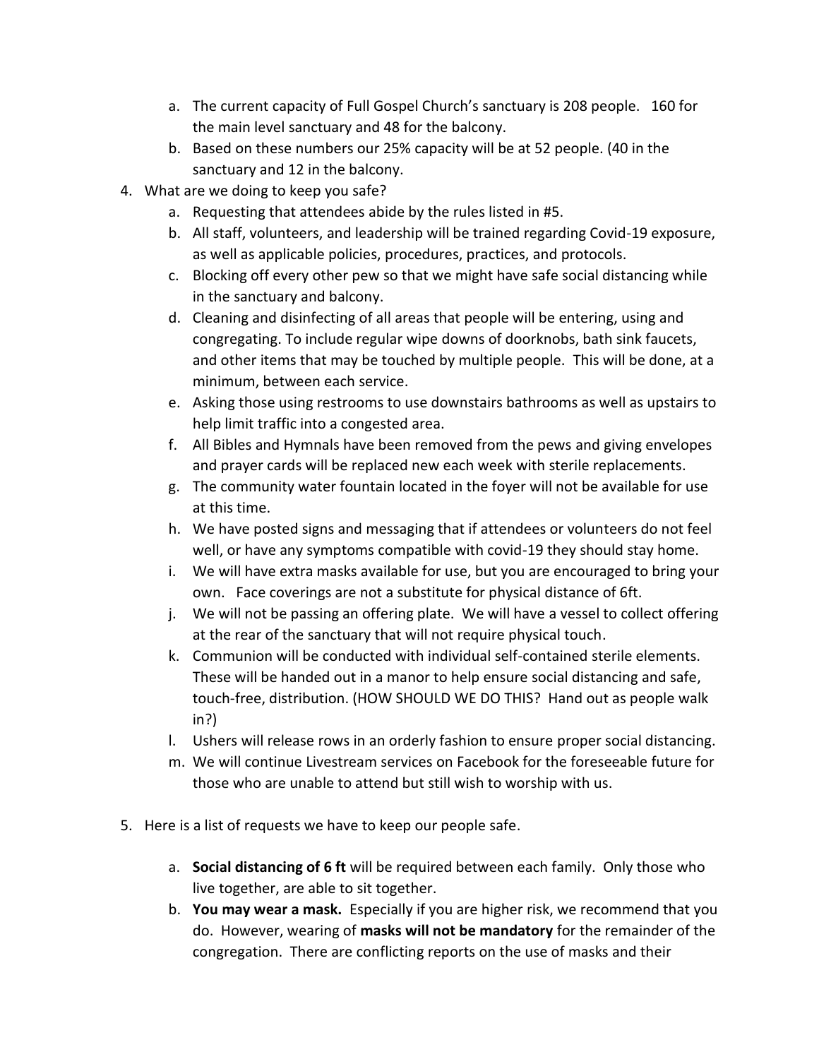a. The current capacity of Full Gospel Church's sanctuary is 208 people. 160 for the main level sanctuary and 48 for the balcony.
   b. Based on these numbers our 25% capacity will be at 52 people. (40 in the sanctuary and 12 in the balcony.

4. What are we doing to keep you safe?
   a. Requesting that attendees abide by the rules listed in #5.
   b. All staff, volunteers, and leadership will be trained regarding Covid-19 exposure, as well as applicable policies, procedures, practices, and protocols.
   c. Blocking off every other pew so that we might have safe social distancing while in the sanctuary and balcony.
   d. Cleaning and disinfecting of all areas that people will be entering, using and congregating. To include regular wipe downs of doorknobs, bath sink faucets, and other items that may be touched by multiple people. This will be done, at a minimum, between each service.
   e. Asking those using restrooms to use downstairs bathrooms as well as upstairs to help limit traffic into a congested area.
   f. All Bibles and Hymnals have been removed from the pews and giving envelopes and prayer cards will be replaced new each week with sterile replacements.
   g. The community water fountain located in the foyer will not be available for use at this time.
   h. We have posted signs and messaging that if attendees or volunteers do not feel well, or have any symptoms compatible with covid-19 they should stay home.
   i. We will have extra masks available for use, but you are encouraged to bring your own. Face coverings are not a substitute for physical distance of 6ft.
   j. We will not be passing an offering plate. We will have a vessel to collect offering at the rear of the sanctuary that will not require physical touch.
   k. Communion will be conducted with individual self-contained sterile elements. These will be handed out in a manor to help ensure social distancing and safe, touch-free, distribution. (HOW SHOULD WE DO THIS? Hand out as people walk in?)
   l. Ushers will release rows in an orderly fashion to ensure proper social distancing.
   m. We will continue Livestream services on Facebook for the foreseeable future for those who are unable to attend but still wish to worship with us.

5. Here is a list of requests we have to keep our people safe.
   a. **Social distancing of 6 ft** will be required between each family. Only those who live together, are able to sit together.
   b. **You may wear a mask.** Especially if you are higher risk, we recommend that you do. However, wearing of **masks will not be mandatory** for the remainder of the congregation. There are conflicting reports on the use of masks and their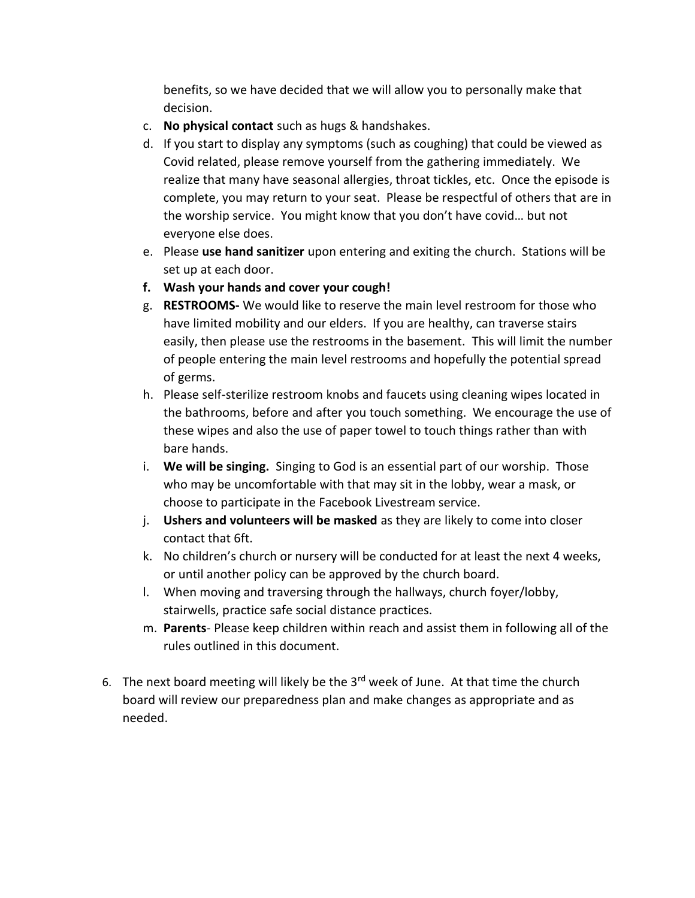benefits, so we have decided that we will allow you to personally make that decision.

c. **No physical contact** such as hugs & handshakes.
d. If you start to display any symptoms (such as coughing) that could be viewed as Covid related, please remove yourself from the gathering immediately. We realize that many have seasonal allergies, throat tickles, etc. Once the episode is complete, you may return to your seat. Please be respectful of others that are in the worship service. You might know that you don't have covid… but not everyone else does.
e. Please **use hand sanitizer** upon entering and exiting the church. Stations will be set up at each door.
f. **Wash your hands and cover your cough!**
g. **RESTROOMS-** We would like to reserve the main level restroom for those who have limited mobility and our elders. If you are healthy, can traverse stairs easily, then please use the restrooms in the basement. This will limit the number of people entering the main level restrooms and hopefully the potential spread of germs.
h. Please self-sterilize restroom knobs and faucets using cleaning wipes located in the bathrooms, before and after you touch something. We encourage the use of these wipes and also the use of paper towel to touch things rather than with bare hands.
i. **We will be singing.** Singing to God is an essential part of our worship. Those who may be uncomfortable with that may sit in the lobby, wear a mask, or choose to participate in the Facebook Livestream service.
j. **Ushers and volunteers will be masked** as they are likely to come into closer contact that 6ft.
k. No children's church or nursery will be conducted for at least the next 4 weeks, or until another policy can be approved by the church board.
l. When moving and traversing through the hallways, church foyer/lobby, stairwells, practice safe social distance practices.
m. **Parents**- Please keep children within reach and assist them in following all of the rules outlined in this document.

6. The next board meeting will likely be the 3rd week of June. At that time the church board will review our preparedness plan and make changes as appropriate and as needed.